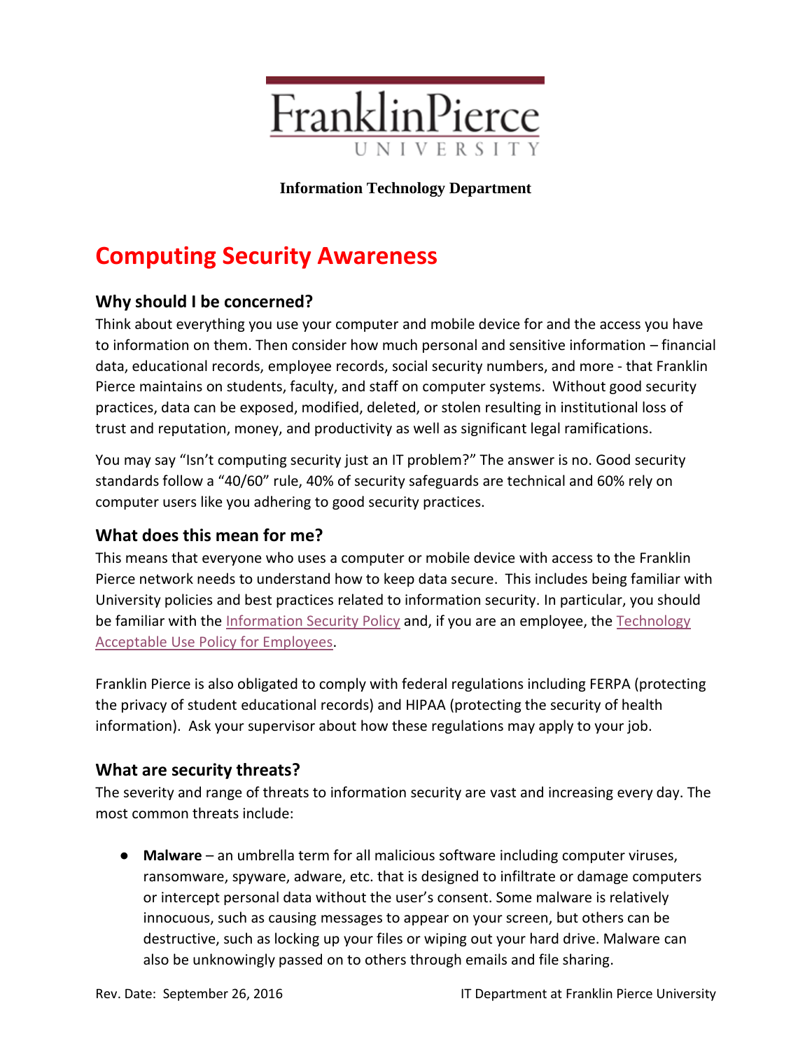Franklin Pierce University

**Information Technology Department**

# Computing Security Awareness

## Why should I be concerned?

Think about everything you use your computer and mobile device for and the access you have to information on them. Then consider how much personal and sensitive information – financial data, educational records, employee records, social security numbers, and more - that Franklin Pierce maintains on students, faculty, and staff on computer systems. Without good security practices, data can be exposed, modified, deleted, or stolen resulting in institutional loss of trust and reputation, money, and productivity as well as significant legal ramifications.

You may say "Isn't computing security just an IT problem?" The answer is no. Good security standards follow a "40/60" rule, 40% of security safeguards are technical and 60% rely on computer users like you adhering to good security practices.

## What does this mean for me?

This means that everyone who uses a computer or mobile device with access to the Franklin Pierce network needs to understand how to keep data secure. This includes being familiar with University policies and best practices related to information security. In particular, you should be familiar with the Information Security Policy and, if you are an employee, the Technology Acceptable Use Policy for Employees.

Franklin Pierce is also obligated to comply with federal regulations including FERPA (protecting the privacy of student educational records) and HIPAA (protecting the security of health information). Ask your supervisor about how these regulations may apply to your job.

## What are security threats?

The severity and range of threats to information security are vast and increasing every day. The most common threats include:

- **Malware** – an umbrella term for all malicious software including computer viruses, ransomware, spyware, adware, etc. that is designed to infiltrate or damage computers or intercept personal data without the user's consent. Some malware is relatively innocuous, such as causing messages to appear on your screen, but others can be destructive, such as locking up your files or wiping out your hard drive. Malware can also be unknowingly passed on to others through emails and file sharing.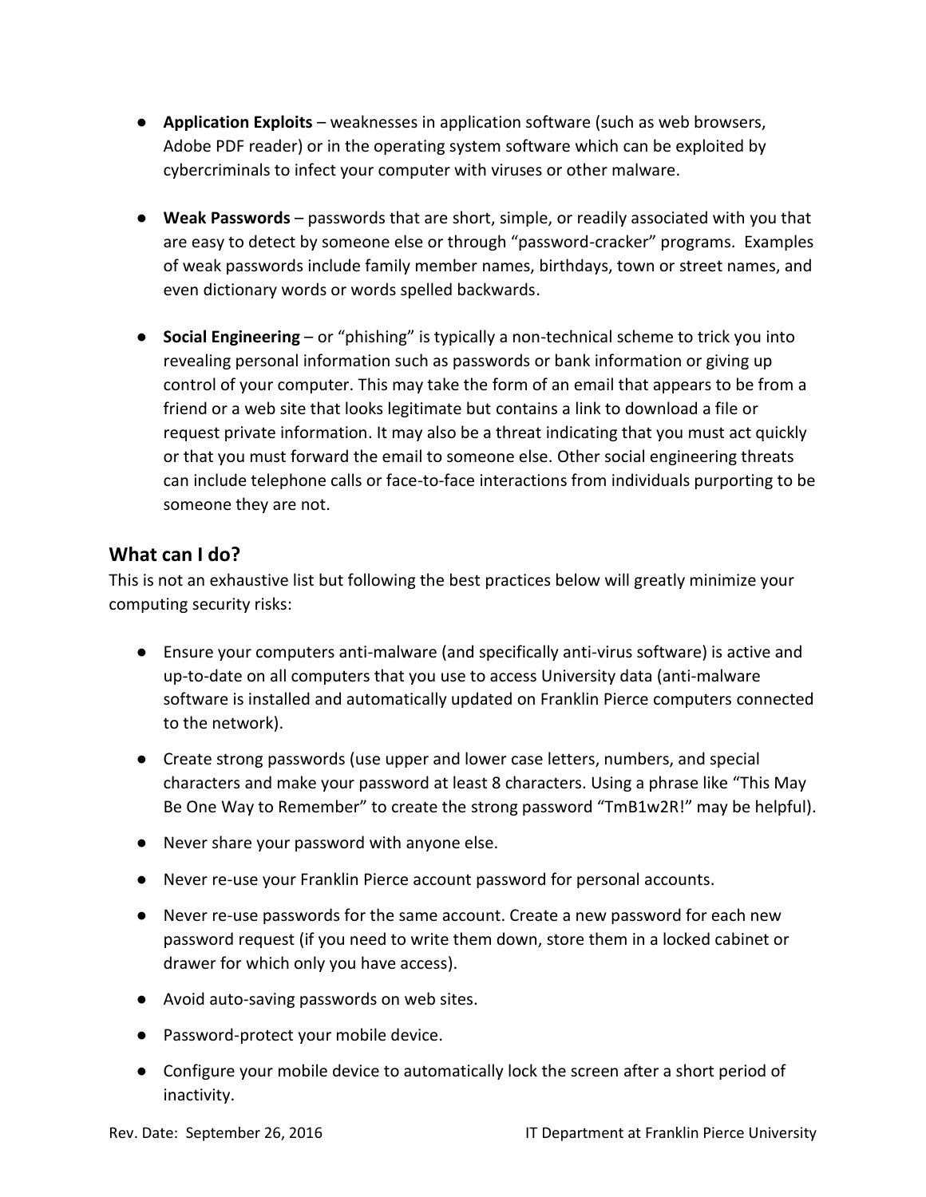- **Application Exploits** – weaknesses in application software (such as web browsers, Adobe PDF reader) or in the operating system software which can be exploited by cybercriminals to infect your computer with viruses or other malware.

- **Weak Passwords** – passwords that are short, simple, or readily associated with you that are easy to detect by someone else or through "password-cracker" programs. Examples of weak passwords include family member names, birthdays, town or street names, and even dictionary words or words spelled backwards.

- **Social Engineering** – or "phishing" is typically a non-technical scheme to trick you into revealing personal information such as passwords or bank information or giving up control of your computer. This may take the form of an email that appears to be from a friend or a web site that looks legitimate but contains a link to download a file or request private information. It may also be a threat indicating that you must act quickly or that you must forward the email to someone else. Other social engineering threats can include telephone calls or face-to-face interactions from individuals purporting to be someone they are not.

## What can I do?

This is not an exhaustive list but following the best practices below will greatly minimize your computing security risks:

- Ensure your computers anti-malware (and specifically anti-virus software) is active and up-to-date on all computers that you use to access University data (anti-malware software is installed and automatically updated on Franklin Pierce computers connected to the network).
- Create strong passwords (use upper and lower case letters, numbers, and special characters and make your password at least 8 characters. Using a phrase like "This May Be One Way to Remember" to create the strong password "TmB1w2R!" may be helpful).
- Never share your password with anyone else.
- Never re-use your Franklin Pierce account password for personal accounts.
- Never re-use passwords for the same account. Create a new password for each new password request (if you need to write them down, store them in a locked cabinet or drawer for which only you have access).
- Avoid auto-saving passwords on web sites.
- Password-protect your mobile device.
- Configure your mobile device to automatically lock the screen after a short period of inactivity.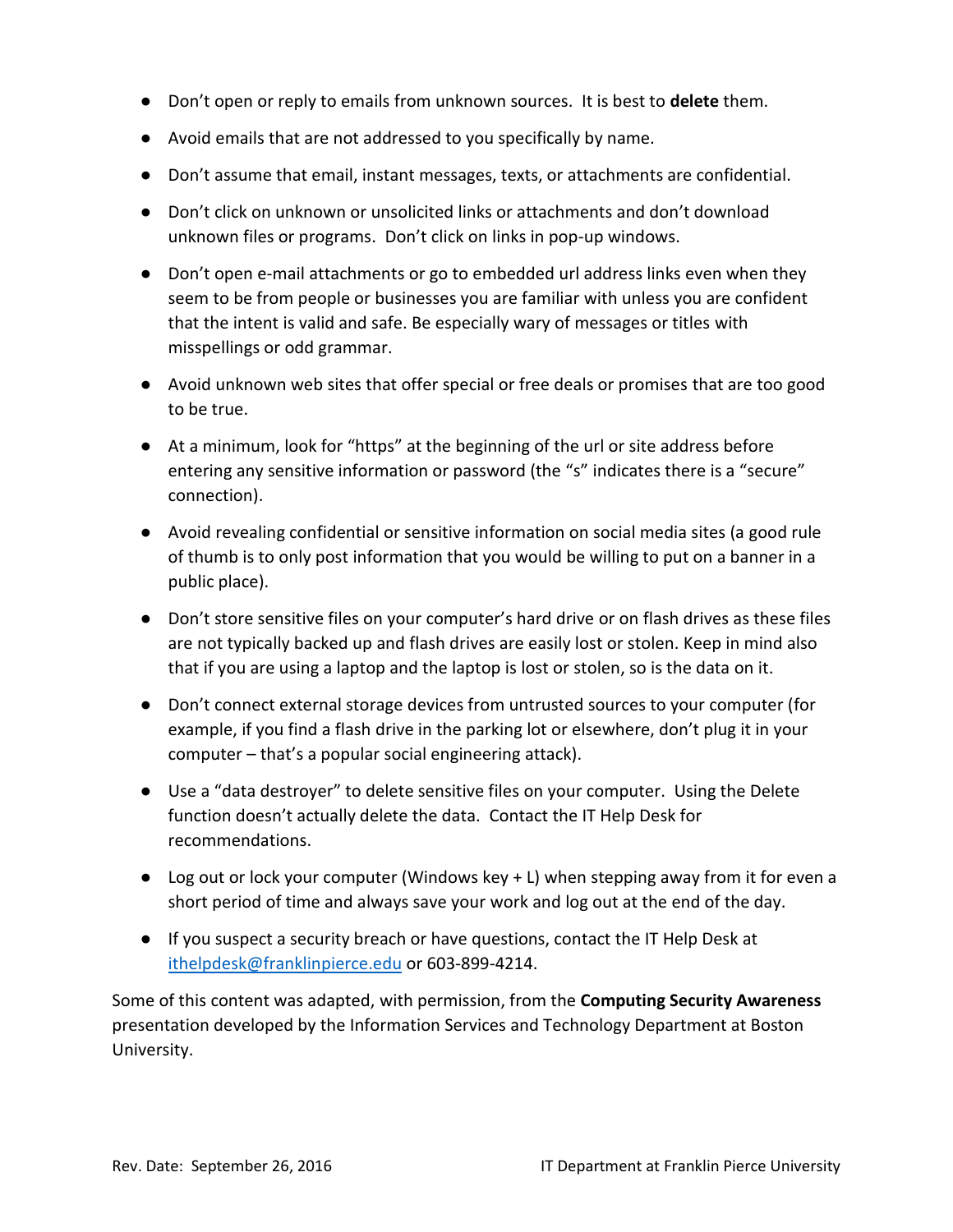- Don't open or reply to emails from unknown sources. It is best to **delete** them.
- Avoid emails that are not addressed to you specifically by name.
- Don't assume that email, instant messages, texts, or attachments are confidential.
- Don't click on unknown or unsolicited links or attachments and don't download unknown files or programs. Don't click on links in pop-up windows.
- Don't open e-mail attachments or go to embedded url address links even when they seem to be from people or businesses you are familiar with unless you are confident that the intent is valid and safe. Be especially wary of messages or titles with misspellings or odd grammar.
- Avoid unknown web sites that offer special or free deals or promises that are too good to be true.
- At a minimum, look for "https" at the beginning of the url or site address before entering any sensitive information or password (the "s" indicates there is a "secure" connection).
- Avoid revealing confidential or sensitive information on social media sites (a good rule of thumb is to only post information that you would be willing to put on a banner in a public place).
- Don't store sensitive files on your computer's hard drive or on flash drives as these files are not typically backed up and flash drives are easily lost or stolen. Keep in mind also that if you are using a laptop and the laptop is lost or stolen, so is the data on it.
- Don't connect external storage devices from untrusted sources to your computer (for example, if you find a flash drive in the parking lot or elsewhere, don't plug it in your computer – that's a popular social engineering attack).
- Use a "data destroyer" to delete sensitive files on your computer. Using the Delete function doesn't actually delete the data. Contact the IT Help Desk for recommendations.
- Log out or lock your computer (Windows key + L) when stepping away from it for even a short period of time and always save your work and log out at the end of the day.
- If you suspect a security breach or have questions, contact the IT Help Desk at ithelpdesk@franklinpierce.edu or 603-899-4214.

Some of this content was adapted, with permission, from the **Computing Security Awareness** presentation developed by the Information Services and Technology Department at Boston University.

Rev. Date: September 26, 2016 IT Department at Franklin Pierce University